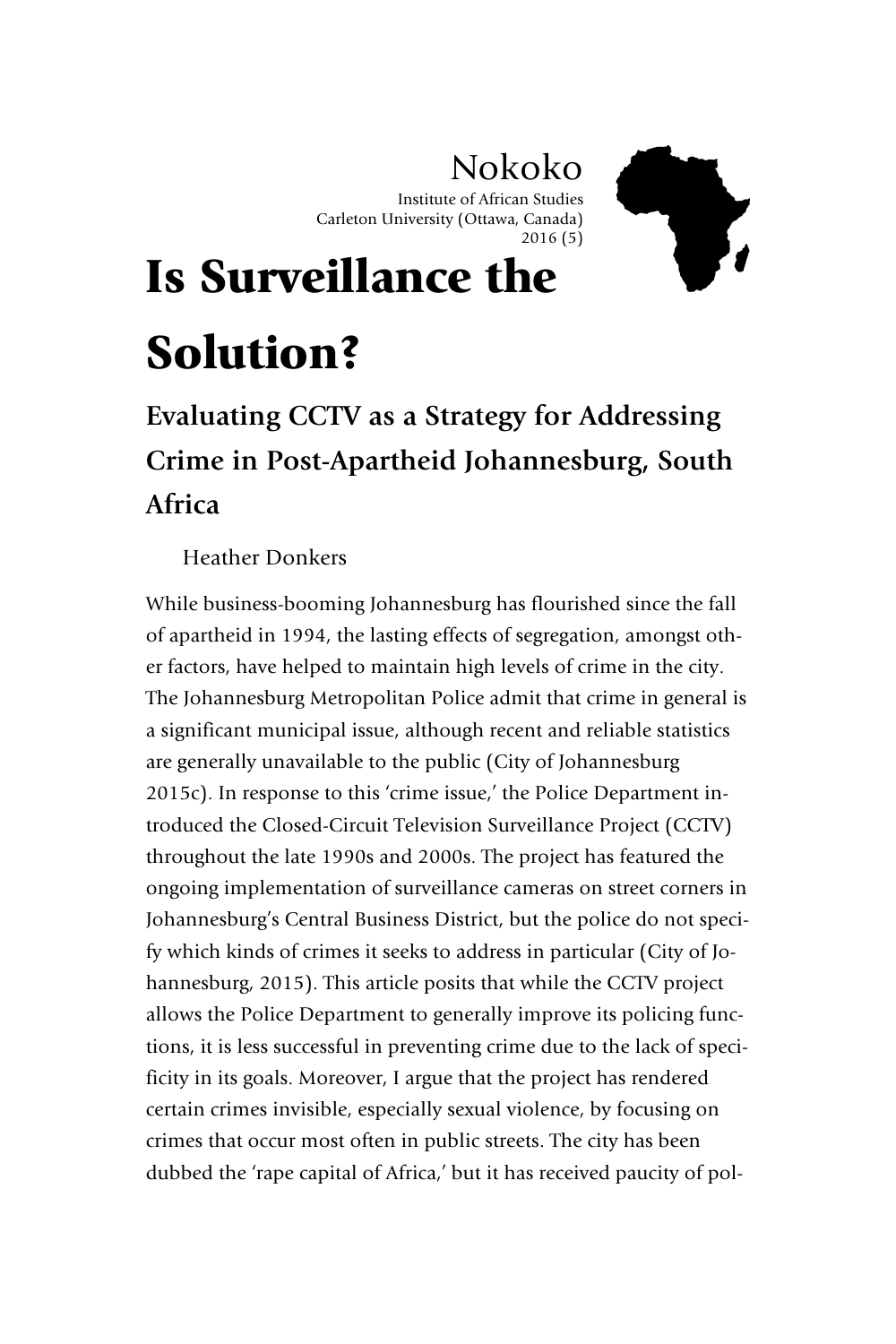Nokoko

Institute of African Studies
Carleton University (Ottawa, Canada)
2016 (5)

# Is Surveillance the Solution?

## Evaluating CCTV as a Strategy for Addressing Crime in Post-Apartheid Johannesburg, South Africa

Heather Donkers

While business-booming Johannesburg has flourished since the fall of apartheid in 1994, the lasting effects of segregation, amongst other factors, have helped to maintain high levels of crime in the city. The Johannesburg Metropolitan Police admit that crime in general is a significant municipal issue, although recent and reliable statistics are generally unavailable to the public (City of Johannesburg 2015c). In response to this 'crime issue,' the Police Department introduced the Closed-Circuit Television Surveillance Project (CCTV) throughout the late 1990s and 2000s. The project has featured the ongoing implementation of surveillance cameras on street corners in Johannesburg's Central Business District, but the police do not specify which kinds of crimes it seeks to address in particular (City of Johannesburg, 2015). This article posits that while the CCTV project allows the Police Department to generally improve its policing functions, it is less successful in preventing crime due to the lack of specificity in its goals. Moreover, I argue that the project has rendered certain crimes invisible, especially sexual violence, by focusing on crimes that occur most often in public streets. The city has been dubbed the 'rape capital of Africa,' but it has received paucity of pol-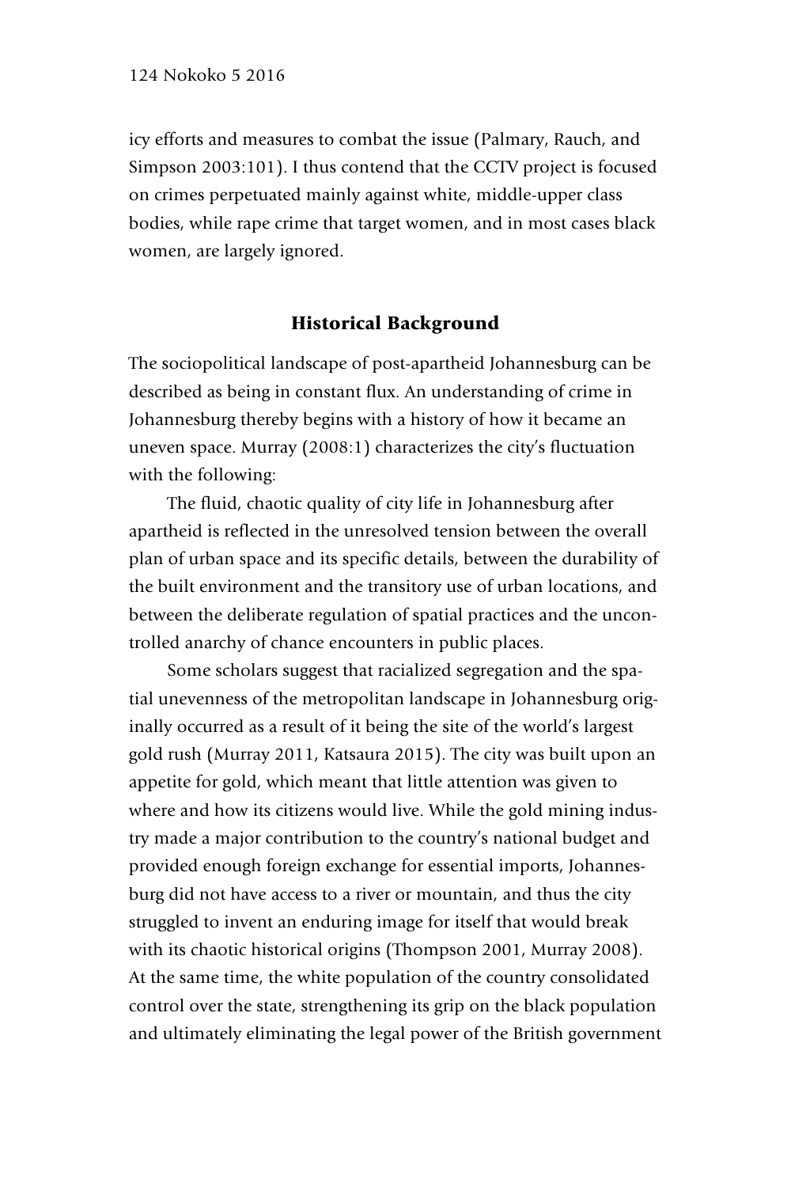icy efforts and measures to combat the issue (Palmary, Rauch, and Simpson 2003:101). I thus contend that the CCTV project is focused on crimes perpetuated mainly against white, middle-upper class bodies, while rape crime that target women, and in most cases black women, are largely ignored.

## Historical Background

The sociopolitical landscape of post-apartheid Johannesburg can be described as being in constant flux. An understanding of crime in Johannesburg thereby begins with a history of how it became an uneven space. Murray (2008:1) characterizes the city's fluctuation with the following:

The fluid, chaotic quality of city life in Johannesburg after apartheid is reflected in the unresolved tension between the overall plan of urban space and its specific details, between the durability of the built environment and the transitory use of urban locations, and between the deliberate regulation of spatial practices and the uncontrolled anarchy of chance encounters in public places.

Some scholars suggest that racialized segregation and the spatial unevenness of the metropolitan landscape in Johannesburg originally occurred as a result of it being the site of the world's largest gold rush (Murray 2011, Katsaura 2015). The city was built upon an appetite for gold, which meant that little attention was given to where and how its citizens would live. While the gold mining industry made a major contribution to the country's national budget and provided enough foreign exchange for essential imports, Johannesburg did not have access to a river or mountain, and thus the city struggled to invent an enduring image for itself that would break with its chaotic historical origins (Thompson 2001, Murray 2008). At the same time, the white population of the country consolidated control over the state, strengthening its grip on the black population and ultimately eliminating the legal power of the British government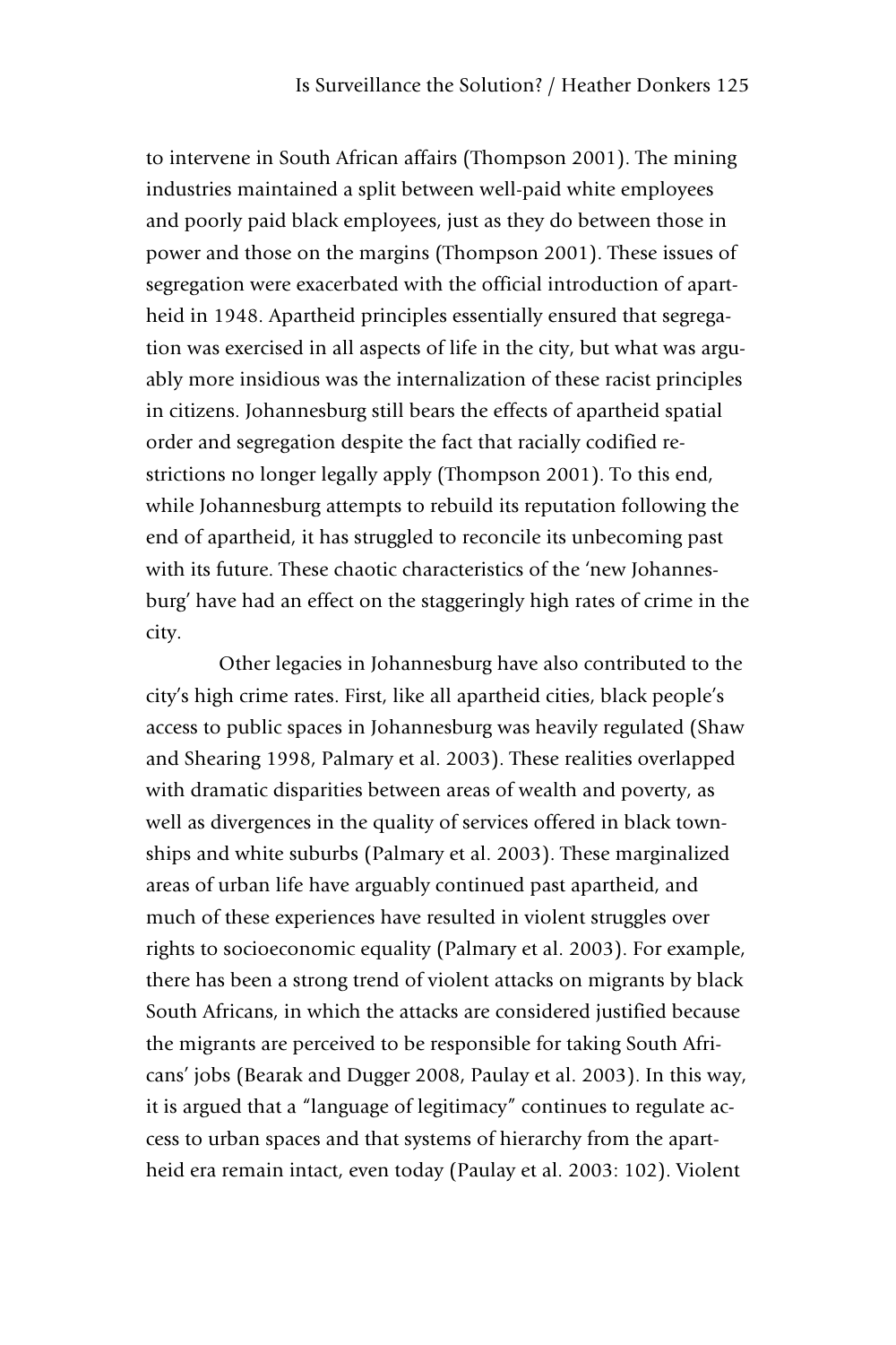to intervene in South African affairs (Thompson 2001). The mining industries maintained a split between well-paid white employees and poorly paid black employees, just as they do between those in power and those on the margins (Thompson 2001). These issues of segregation were exacerbated with the official introduction of apartheid in 1948. Apartheid principles essentially ensured that segregation was exercised in all aspects of life in the city, but what was arguably more insidious was the internalization of these racist principles in citizens. Johannesburg still bears the effects of apartheid spatial order and segregation despite the fact that racially codified restrictions no longer legally apply (Thompson 2001). To this end, while Johannesburg attempts to rebuild its reputation following the end of apartheid, it has struggled to reconcile its unbecoming past with its future. These chaotic characteristics of the 'new Johannesburg' have had an effect on the staggeringly high rates of crime in the city.

Other legacies in Johannesburg have also contributed to the city's high crime rates. First, like all apartheid cities, black people's access to public spaces in Johannesburg was heavily regulated (Shaw and Shearing 1998, Palmary et al. 2003). These realities overlapped with dramatic disparities between areas of wealth and poverty, as well as divergences in the quality of services offered in black townships and white suburbs (Palmary et al. 2003). These marginalized areas of urban life have arguably continued past apartheid, and much of these experiences have resulted in violent struggles over rights to socioeconomic equality (Palmary et al. 2003). For example, there has been a strong trend of violent attacks on migrants by black South Africans, in which the attacks are considered justified because the migrants are perceived to be responsible for taking South Africans' jobs (Bearak and Dugger 2008, Paulay et al. 2003). In this way, it is argued that a "language of legitimacy" continues to regulate access to urban spaces and that systems of hierarchy from the apartheid era remain intact, even today (Paulay et al. 2003: 102). Violent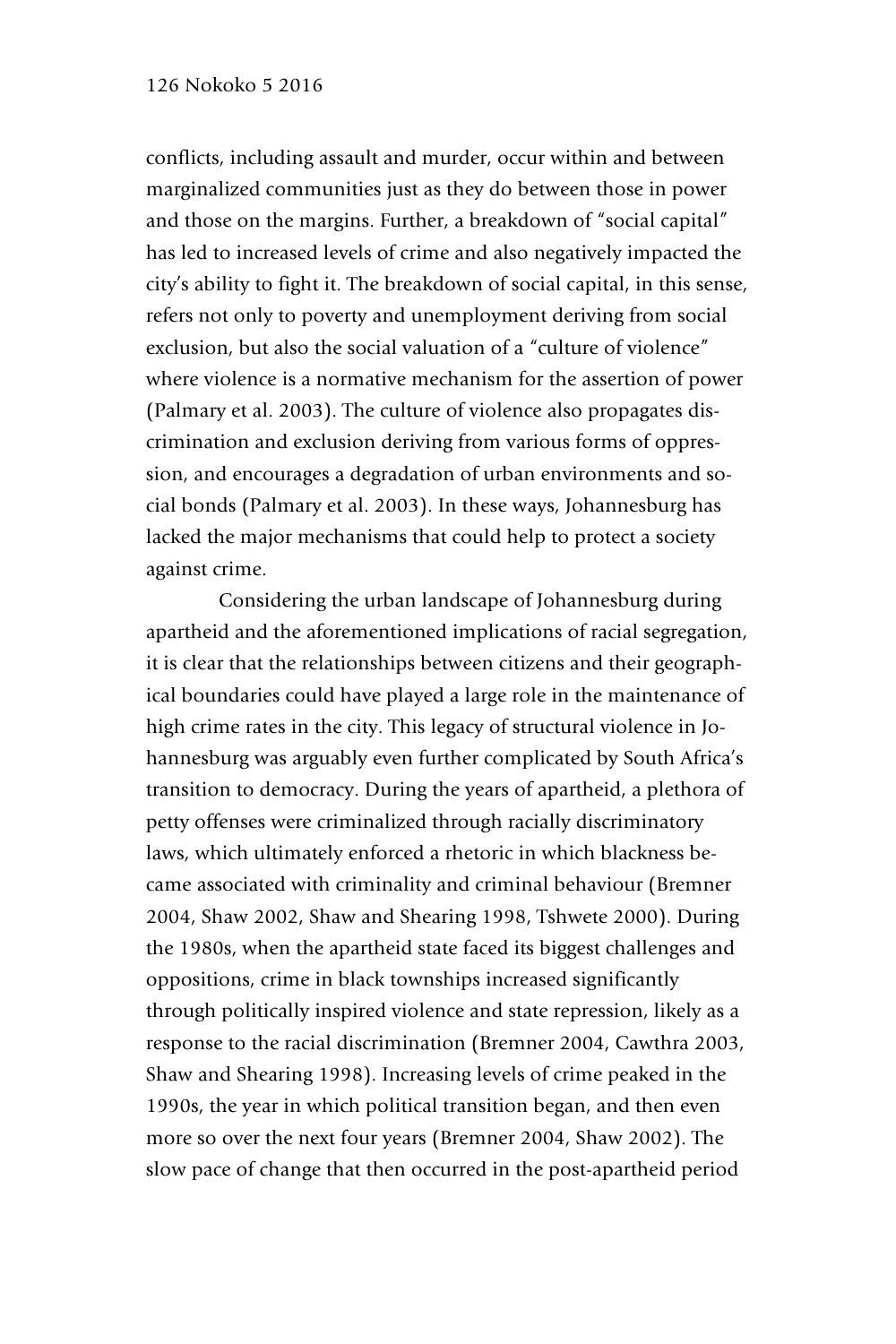conflicts, including assault and murder, occur within and between marginalized communities just as they do between those in power and those on the margins. Further, a breakdown of "social capital" has led to increased levels of crime and also negatively impacted the city's ability to fight it. The breakdown of social capital, in this sense, refers not only to poverty and unemployment deriving from social exclusion, but also the social valuation of a "culture of violence" where violence is a normative mechanism for the assertion of power (Palmary et al. 2003). The culture of violence also propagates discrimination and exclusion deriving from various forms of oppression, and encourages a degradation of urban environments and social bonds (Palmary et al. 2003). In these ways, Johannesburg has lacked the major mechanisms that could help to protect a society against crime.

Considering the urban landscape of Johannesburg during apartheid and the aforementioned implications of racial segregation, it is clear that the relationships between citizens and their geographical boundaries could have played a large role in the maintenance of high crime rates in the city. This legacy of structural violence in Johannesburg was arguably even further complicated by South Africa's transition to democracy. During the years of apartheid, a plethora of petty offenses were criminalized through racially discriminatory laws, which ultimately enforced a rhetoric in which blackness became associated with criminality and criminal behaviour (Bremner 2004, Shaw 2002, Shaw and Shearing 1998, Tshwete 2000). During the 1980s, when the apartheid state faced its biggest challenges and oppositions, crime in black townships increased significantly through politically inspired violence and state repression, likely as a response to the racial discrimination (Bremner 2004, Cawthra 2003, Shaw and Shearing 1998). Increasing levels of crime peaked in the 1990s, the year in which political transition began, and then even more so over the next four years (Bremner 2004, Shaw 2002). The slow pace of change that then occurred in the post-apartheid period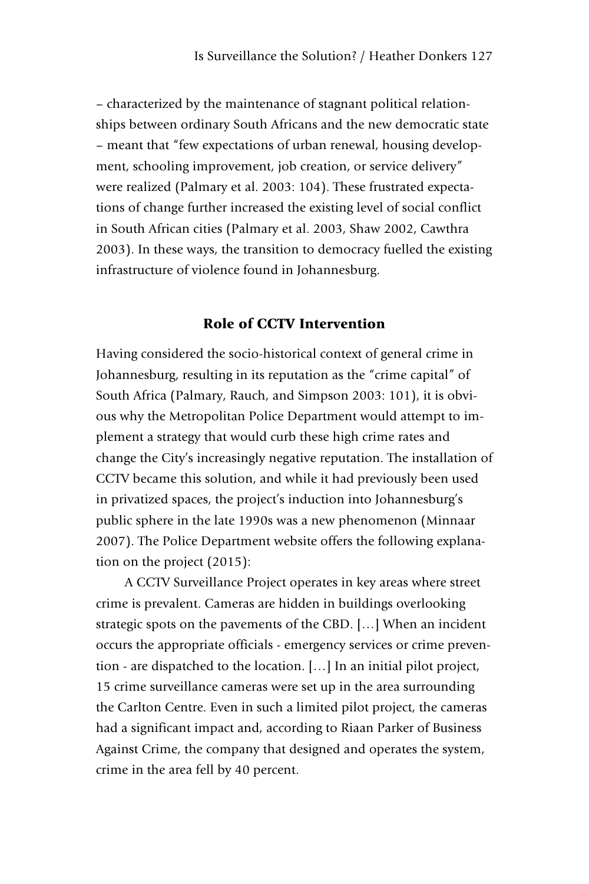– characterized by the maintenance of stagnant political relationships between ordinary South Africans and the new democratic state – meant that "few expectations of urban renewal, housing development, schooling improvement, job creation, or service delivery" were realized (Palmary et al. 2003: 104). These frustrated expectations of change further increased the existing level of social conflict in South African cities (Palmary et al. 2003, Shaw 2002, Cawthra 2003). In these ways, the transition to democracy fuelled the existing infrastructure of violence found in Johannesburg.

## Role of CCTV Intervention

Having considered the socio-historical context of general crime in Johannesburg, resulting in its reputation as the "crime capital" of South Africa (Palmary, Rauch, and Simpson 2003: 101), it is obvious why the Metropolitan Police Department would attempt to implement a strategy that would curb these high crime rates and change the City's increasingly negative reputation. The installation of CCTV became this solution, and while it had previously been used in privatized spaces, the project's induction into Johannesburg's public sphere in the late 1990s was a new phenomenon (Minnaar 2007). The Police Department website offers the following explanation on the project (2015):

A CCTV Surveillance Project operates in key areas where street crime is prevalent. Cameras are hidden in buildings overlooking strategic spots on the pavements of the CBD. [...] When an incident occurs the appropriate officials - emergency services or crime prevention - are dispatched to the location. [...] In an initial pilot project, 15 crime surveillance cameras were set up in the area surrounding the Carlton Centre. Even in such a limited pilot project, the cameras had a significant impact and, according to Riaan Parker of Business Against Crime, the company that designed and operates the system, crime in the area fell by 40 percent.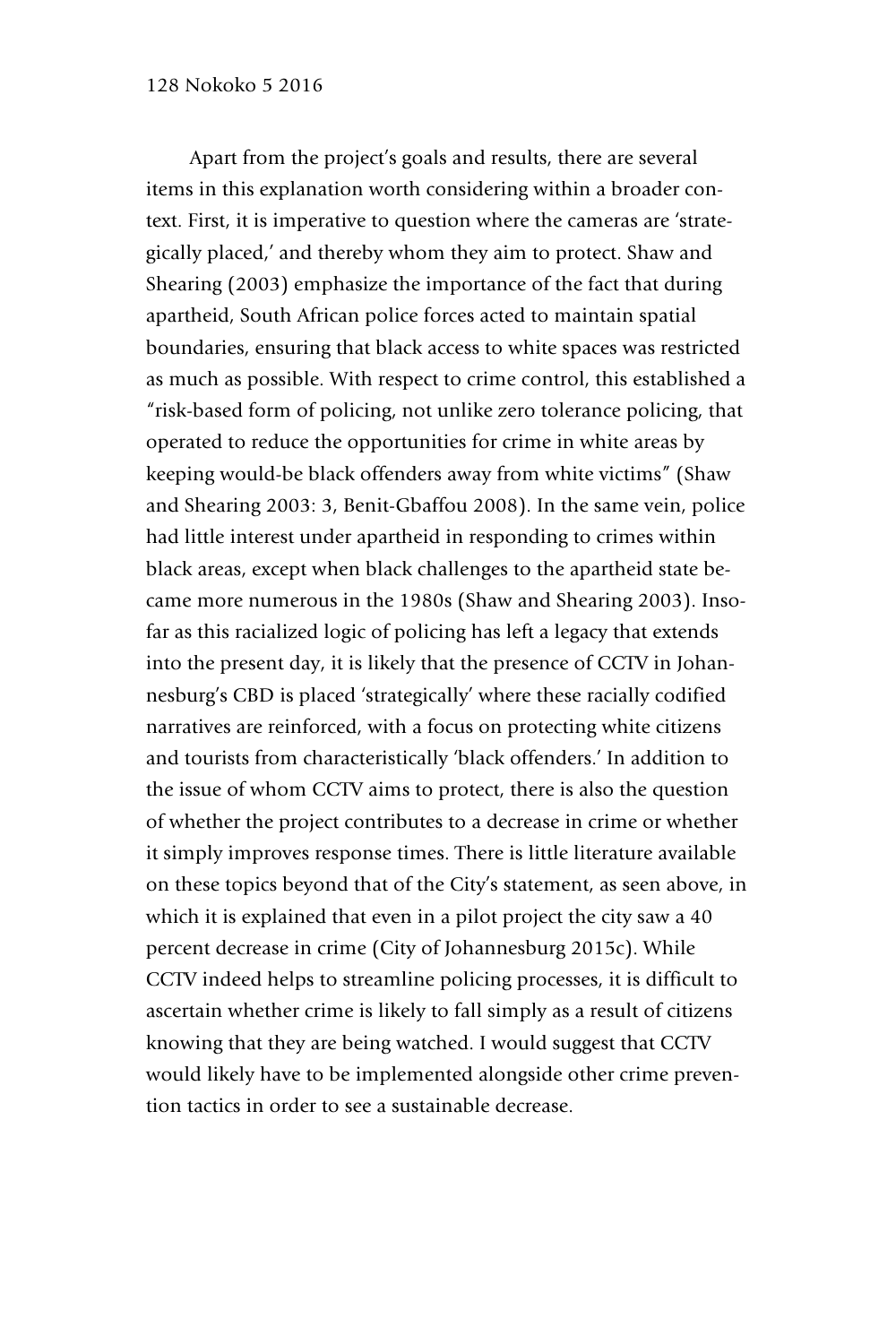Apart from the project's goals and results, there are several items in this explanation worth considering within a broader context. First, it is imperative to question where the cameras are 'strategically placed,' and thereby whom they aim to protect. Shaw and Shearing (2003) emphasize the importance of the fact that during apartheid, South African police forces acted to maintain spatial boundaries, ensuring that black access to white spaces was restricted as much as possible. With respect to crime control, this established a "risk-based form of policing, not unlike zero tolerance policing, that operated to reduce the opportunities for crime in white areas by keeping would-be black offenders away from white victims" (Shaw and Shearing 2003: 3, Benit-Gbaffou 2008). In the same vein, police had little interest under apartheid in responding to crimes within black areas, except when black challenges to the apartheid state became more numerous in the 1980s (Shaw and Shearing 2003). Insofar as this racialized logic of policing has left a legacy that extends into the present day, it is likely that the presence of CCTV in Johannesburg's CBD is placed 'strategically' where these racially codified narratives are reinforced, with a focus on protecting white citizens and tourists from characteristically 'black offenders.' In addition to the issue of whom CCTV aims to protect, there is also the question of whether the project contributes to a decrease in crime or whether it simply improves response times. There is little literature available on these topics beyond that of the City's statement, as seen above, in which it is explained that even in a pilot project the city saw a 40 percent decrease in crime (City of Johannesburg 2015c). While CCTV indeed helps to streamline policing processes, it is difficult to ascertain whether crime is likely to fall simply as a result of citizens knowing that they are being watched. I would suggest that CCTV would likely have to be implemented alongside other crime prevention tactics in order to see a sustainable decrease.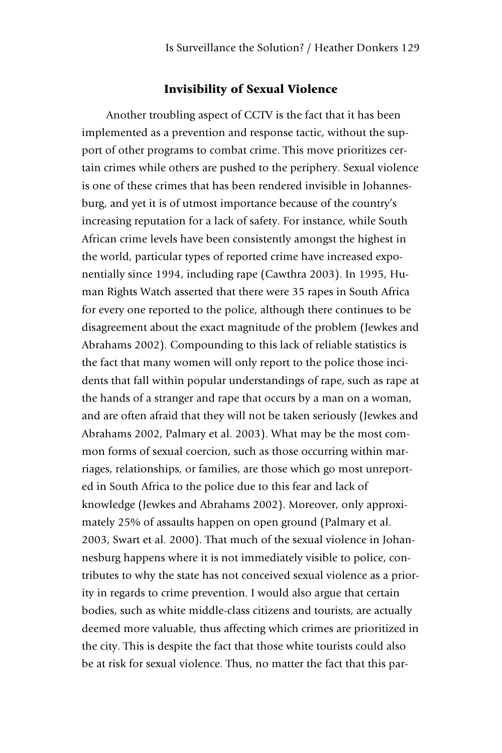## Invisibility of Sexual Violence

Another troubling aspect of CCTV is the fact that it has been implemented as a prevention and response tactic, without the support of other programs to combat crime. This move prioritizes certain crimes while others are pushed to the periphery. Sexual violence is one of these crimes that has been rendered invisible in Johannesburg, and yet it is of utmost importance because of the country's increasing reputation for a lack of safety. For instance, while South African crime levels have been consistently amongst the highest in the world, particular types of reported crime have increased exponentially since 1994, including rape (Cawthra 2003). In 1995, Human Rights Watch asserted that there were 35 rapes in South Africa for every one reported to the police, although there continues to be disagreement about the exact magnitude of the problem (Jewkes and Abrahams 2002). Compounding to this lack of reliable statistics is the fact that many women will only report to the police those incidents that fall within popular understandings of rape, such as rape at the hands of a stranger and rape that occurs by a man on a woman, and are often afraid that they will not be taken seriously (Jewkes and Abrahams 2002, Palmary et al. 2003). What may be the most common forms of sexual coercion, such as those occurring within marriages, relationships, or families, are those which go most unreported in South Africa to the police due to this fear and lack of knowledge (Jewkes and Abrahams 2002). Moreover, only approximately 25% of assaults happen on open ground (Palmary et al. 2003, Swart et al. 2000). That much of the sexual violence in Johannesburg happens where it is not immediately visible to police, contributes to why the state has not conceived sexual violence as a priority in regards to crime prevention. I would also argue that certain bodies, such as white middle-class citizens and tourists, are actually deemed more valuable, thus affecting which crimes are prioritized in the city. This is despite the fact that those white tourists could also be at risk for sexual violence. Thus, no matter the fact that this par-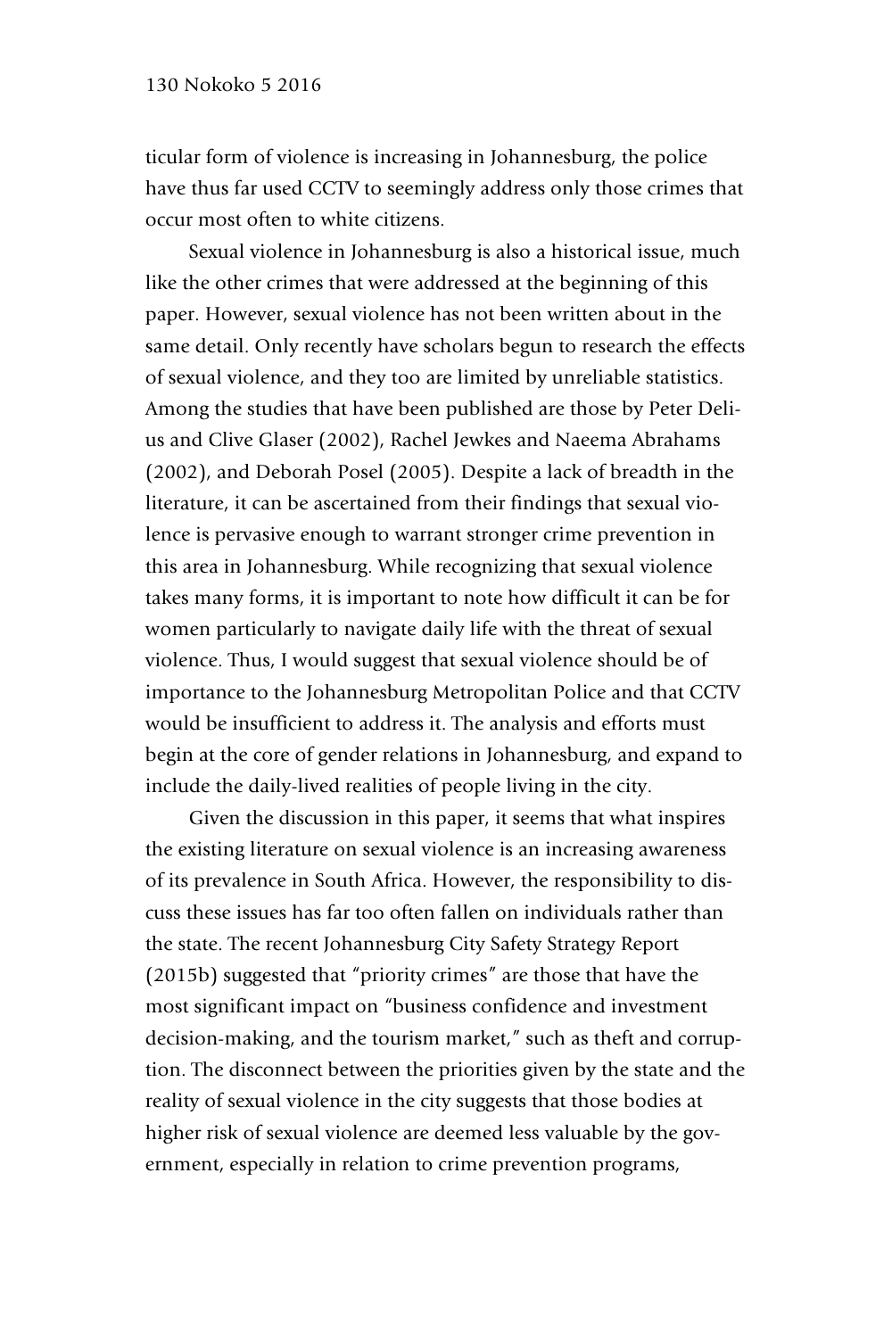ticular form of violence is increasing in Johannesburg, the police have thus far used CCTV to seemingly address only those crimes that occur most often to white citizens.

Sexual violence in Johannesburg is also a historical issue, much like the other crimes that were addressed at the beginning of this paper. However, sexual violence has not been written about in the same detail. Only recently have scholars begun to research the effects of sexual violence, and they too are limited by unreliable statistics. Among the studies that have been published are those by Peter Delius and Clive Glaser (2002), Rachel Jewkes and Naeema Abrahams (2002), and Deborah Posel (2005). Despite a lack of breadth in the literature, it can be ascertained from their findings that sexual violence is pervasive enough to warrant stronger crime prevention in this area in Johannesburg. While recognizing that sexual violence takes many forms, it is important to note how difficult it can be for women particularly to navigate daily life with the threat of sexual violence. Thus, I would suggest that sexual violence should be of importance to the Johannesburg Metropolitan Police and that CCTV would be insufficient to address it. The analysis and efforts must begin at the core of gender relations in Johannesburg, and expand to include the daily-lived realities of people living in the city.

Given the discussion in this paper, it seems that what inspires the existing literature on sexual violence is an increasing awareness of its prevalence in South Africa. However, the responsibility to discuss these issues has far too often fallen on individuals rather than the state. The recent Johannesburg City Safety Strategy Report (2015b) suggested that "priority crimes" are those that have the most significant impact on "business confidence and investment decision-making, and the tourism market," such as theft and corruption. The disconnect between the priorities given by the state and the reality of sexual violence in the city suggests that those bodies at higher risk of sexual violence are deemed less valuable by the government, especially in relation to crime prevention programs,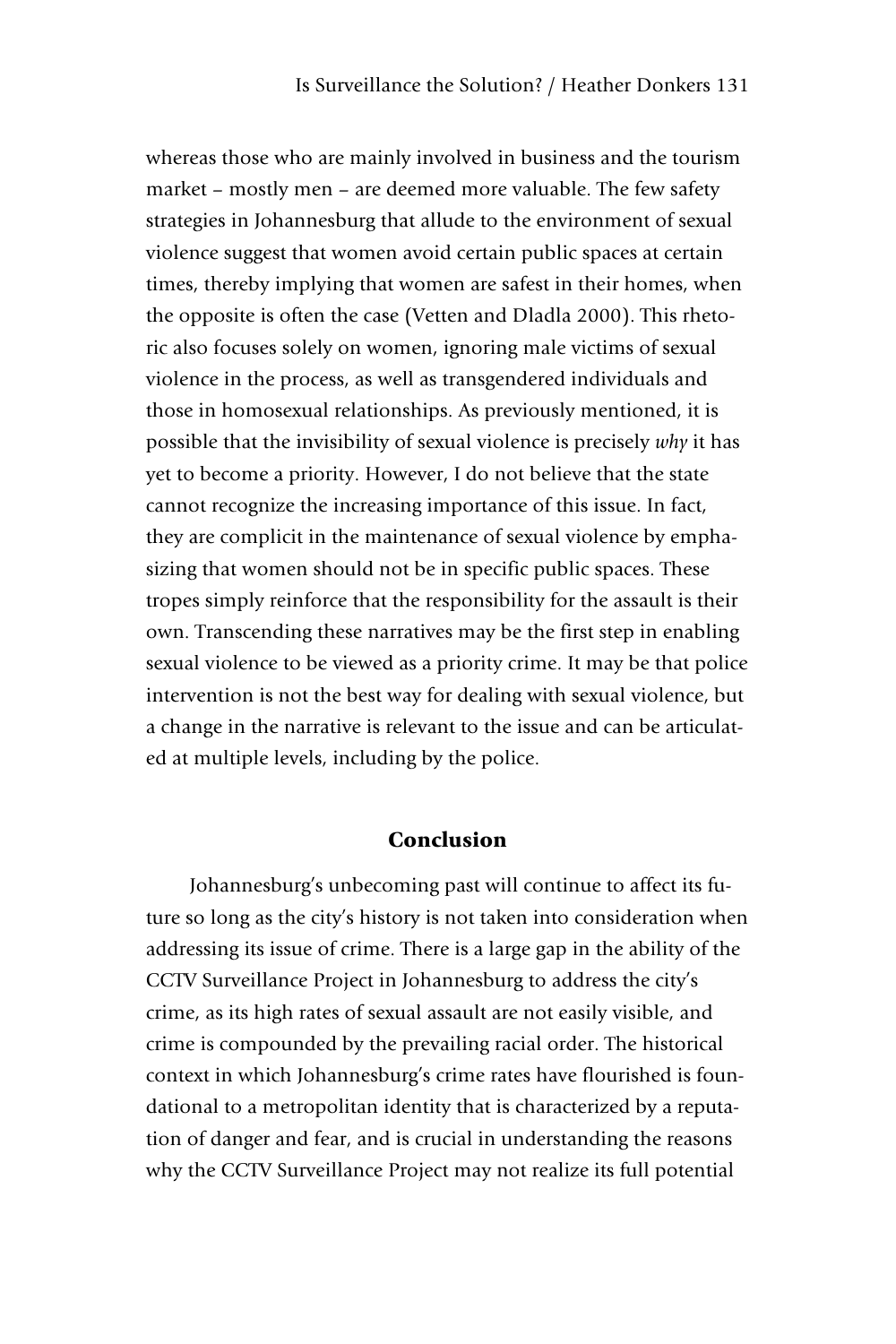whereas those who are mainly involved in business and the tourism market – mostly men – are deemed more valuable. The few safety strategies in Johannesburg that allude to the environment of sexual violence suggest that women avoid certain public spaces at certain times, thereby implying that women are safest in their homes, when the opposite is often the case (Vetten and Dladla 2000). This rhetoric also focuses solely on women, ignoring male victims of sexual violence in the process, as well as transgendered individuals and those in homosexual relationships. As previously mentioned, it is possible that the invisibility of sexual violence is precisely *why* it has yet to become a priority. However, I do not believe that the state cannot recognize the increasing importance of this issue. In fact, they are complicit in the maintenance of sexual violence by emphasizing that women should not be in specific public spaces. These tropes simply reinforce that the responsibility for the assault is their own. Transcending these narratives may be the first step in enabling sexual violence to be viewed as a priority crime. It may be that police intervention is not the best way for dealing with sexual violence, but a change in the narrative is relevant to the issue and can be articulated at multiple levels, including by the police.

## Conclusion

Johannesburg's unbecoming past will continue to affect its future so long as the city's history is not taken into consideration when addressing its issue of crime. There is a large gap in the ability of the CCTV Surveillance Project in Johannesburg to address the city's crime, as its high rates of sexual assault are not easily visible, and crime is compounded by the prevailing racial order. The historical context in which Johannesburg's crime rates have flourished is foundational to a metropolitan identity that is characterized by a reputation of danger and fear, and is crucial in understanding the reasons why the CCTV Surveillance Project may not realize its full potential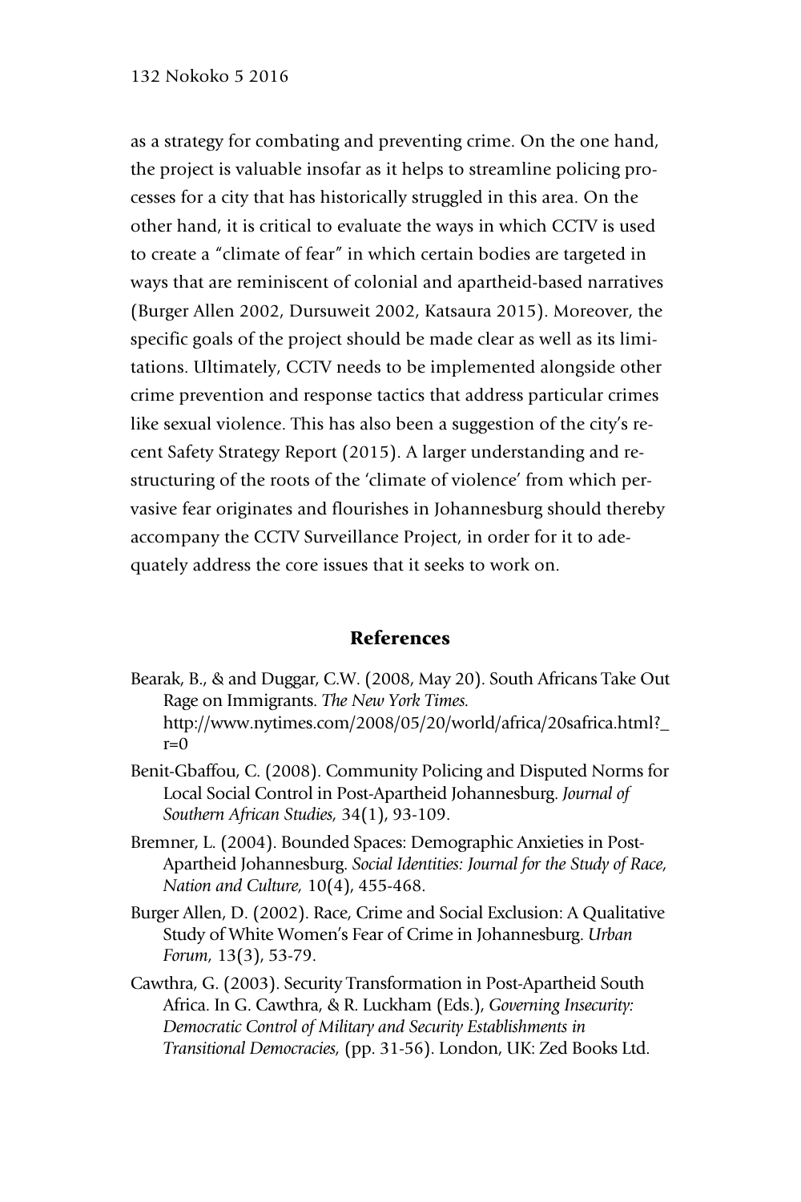as a strategy for combating and preventing crime. On the one hand, the project is valuable insofar as it helps to streamline policing processes for a city that has historically struggled in this area. On the other hand, it is critical to evaluate the ways in which CCTV is used to create a "climate of fear" in which certain bodies are targeted in ways that are reminiscent of colonial and apartheid-based narratives (Burger Allen 2002, Dursuweit 2002, Katsaura 2015). Moreover, the specific goals of the project should be made clear as well as its limitations. Ultimately, CCTV needs to be implemented alongside other crime prevention and response tactics that address particular crimes like sexual violence. This has also been a suggestion of the city's recent Safety Strategy Report (2015). A larger understanding and restructuring of the roots of the 'climate of violence' from which pervasive fear originates and flourishes in Johannesburg should thereby accompany the CCTV Surveillance Project, in order for it to adequately address the core issues that it seeks to work on.

## References

Bearak, B., & and Duggar, C.W. (2008, May 20). South Africans Take Out Rage on Immigrants. *The New York Times.* http://www.nytimes.com/2008/05/20/world/africa/20safrica.html?_r=0

Benit-Gbaffou, C. (2008). Community Policing and Disputed Norms for Local Social Control in Post-Apartheid Johannesburg. *Journal of Southern African Studies,* 34(1), 93-109.

Bremner, L. (2004). Bounded Spaces: Demographic Anxieties in Post-Apartheid Johannesburg. *Social Identities: Journal for the Study of Race, Nation and Culture,* 10(4), 455-468.

Burger Allen, D. (2002). Race, Crime and Social Exclusion: A Qualitative Study of White Women's Fear of Crime in Johannesburg. *Urban Forum,* 13(3), 53-79.

Cawthra, G. (2003). Security Transformation in Post-Apartheid South Africa. In G. Cawthra, & R. Luckham (Eds.), *Governing Insecurity: Democratic Control of Military and Security Establishments in Transitional Democracies,* (pp. 31-56). London, UK: Zed Books Ltd.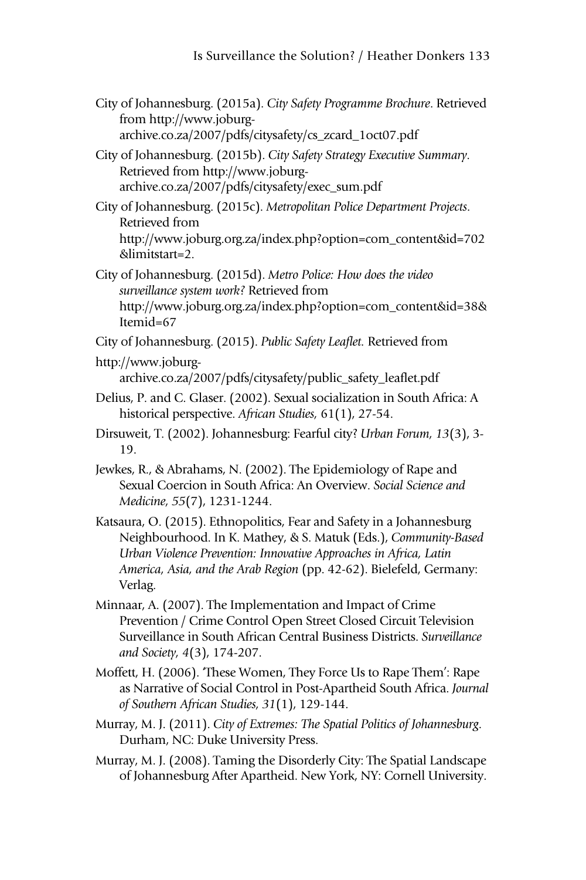City of Johannesburg. (2015a). *City Safety Programme Brochure*. Retrieved from http://www.joburg-archive.co.za/2007/pdfs/citysafety/cs_zcard_1oct07.pdf

City of Johannesburg. (2015b). *City Safety Strategy Executive Summary*. Retrieved from http://www.joburg-archive.co.za/2007/pdfs/citysafety/exec_sum.pdf

City of Johannesburg. (2015c). *Metropolitan Police Department Projects*. Retrieved from http://www.joburg.org.za/index.php?option=com_content&id=702&limitstart=2.

City of Johannesburg. (2015d). *Metro Police: How does the video surveillance system work?* Retrieved from http://www.joburg.org.za/index.php?option=com_content&id=38&Itemid=67

City of Johannesburg. (2015). *Public Safety Leaflet.* Retrieved from

http://www.joburg-archive.co.za/2007/pdfs/citysafety/public_safety_leaflet.pdf

Delius, P. and C. Glaser. (2002). Sexual socialization in South Africa: A historical perspective. *African Studies,* 61(1), 27-54.

Dirsuweit, T. (2002). Johannesburg: Fearful city? *Urban Forum, 13*(3), 3-19.

Jewkes, R., & Abrahams, N. (2002). The Epidemiology of Rape and Sexual Coercion in South Africa: An Overview. *Social Science and Medicine, 55*(7), 1231-1244.

Katsaura, O. (2015). Ethnopolitics, Fear and Safety in a Johannesburg Neighbourhood. In K. Mathey, & S. Matuk (Eds.), *Community-Based Urban Violence Prevention: Innovative Approaches in Africa, Latin America, Asia, and the Arab Region* (pp. 42-62). Bielefeld, Germany: Verlag.

Minnaar, A. (2007). The Implementation and Impact of Crime Prevention / Crime Control Open Street Closed Circuit Television Surveillance in South African Central Business Districts. *Surveillance and Society, 4*(3), 174-207.

Moffett, H. (2006). 'These Women, They Force Us to Rape Them': Rape as Narrative of Social Control in Post-Apartheid South Africa. *Journal of Southern African Studies, 31*(1), 129-144.

Murray, M. J. (2011). *City of Extremes: The Spatial Politics of Johannesburg.* Durham, NC: Duke University Press.

Murray, M. J. (2008). Taming the Disorderly City: The Spatial Landscape of Johannesburg After Apartheid. New York, NY: Cornell University.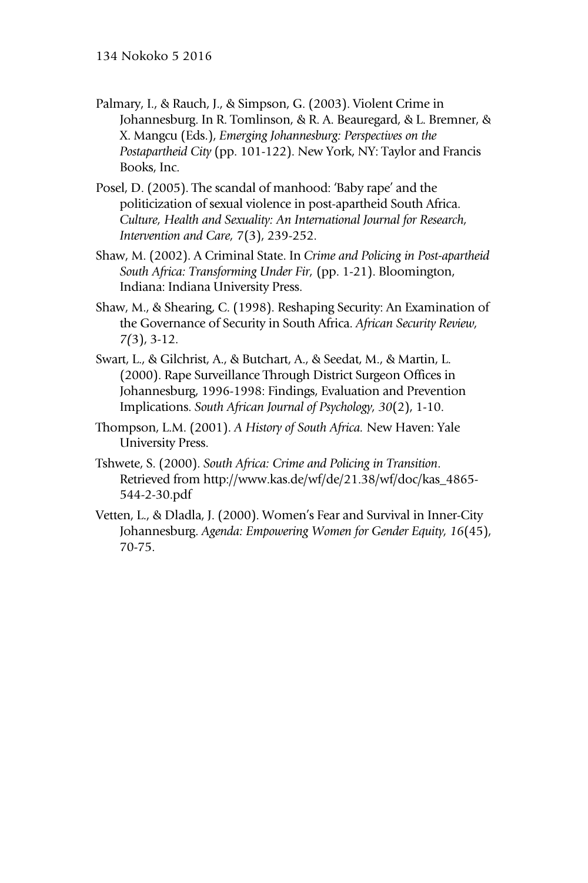Palmary, I., & Rauch, J., & Simpson, G. (2003). Violent Crime in Johannesburg. In R. Tomlinson, & R. A. Beauregard, & L. Bremner, & X. Mangcu (Eds.), *Emerging Johannesburg: Perspectives on the Postapartheid City* (pp. 101-122). New York, NY: Taylor and Francis Books, Inc.

Posel, D. (2005). The scandal of manhood: 'Baby rape' and the politicization of sexual violence in post-apartheid South Africa. *Culture, Health and Sexuality: An International Journal for Research, Intervention and Care,* 7(3), 239-252.

Shaw, M. (2002). A Criminal State. In *Crime and Policing in Post-apartheid South Africa: Transforming Under Fir,* (pp. 1-21). Bloomington, Indiana: Indiana University Press.

Shaw, M., & Shearing, C. (1998). Reshaping Security: An Examination of the Governance of Security in South Africa. *African Security Review, 7(*3), 3-12.

Swart, L., & Gilchrist, A., & Butchart, A., & Seedat, M., & Martin, L. (2000). Rape Surveillance Through District Surgeon Offices in Johannesburg, 1996-1998: Findings, Evaluation and Prevention Implications. *South African Journal of Psychology, 30*(2), 1-10.

Thompson, L.M. (2001). *A History of South Africa.* New Haven: Yale University Press.

Tshwete, S. (2000). *South Africa: Crime and Policing in Transition*. Retrieved from http://www.kas.de/wf/de/21.38/wf/doc/kas_4865-544-2-30.pdf

Vetten, L., & Dladla, J. (2000). Women's Fear and Survival in Inner-City Johannesburg. *Agenda: Empowering Women for Gender Equity, 16*(45), 70-75.